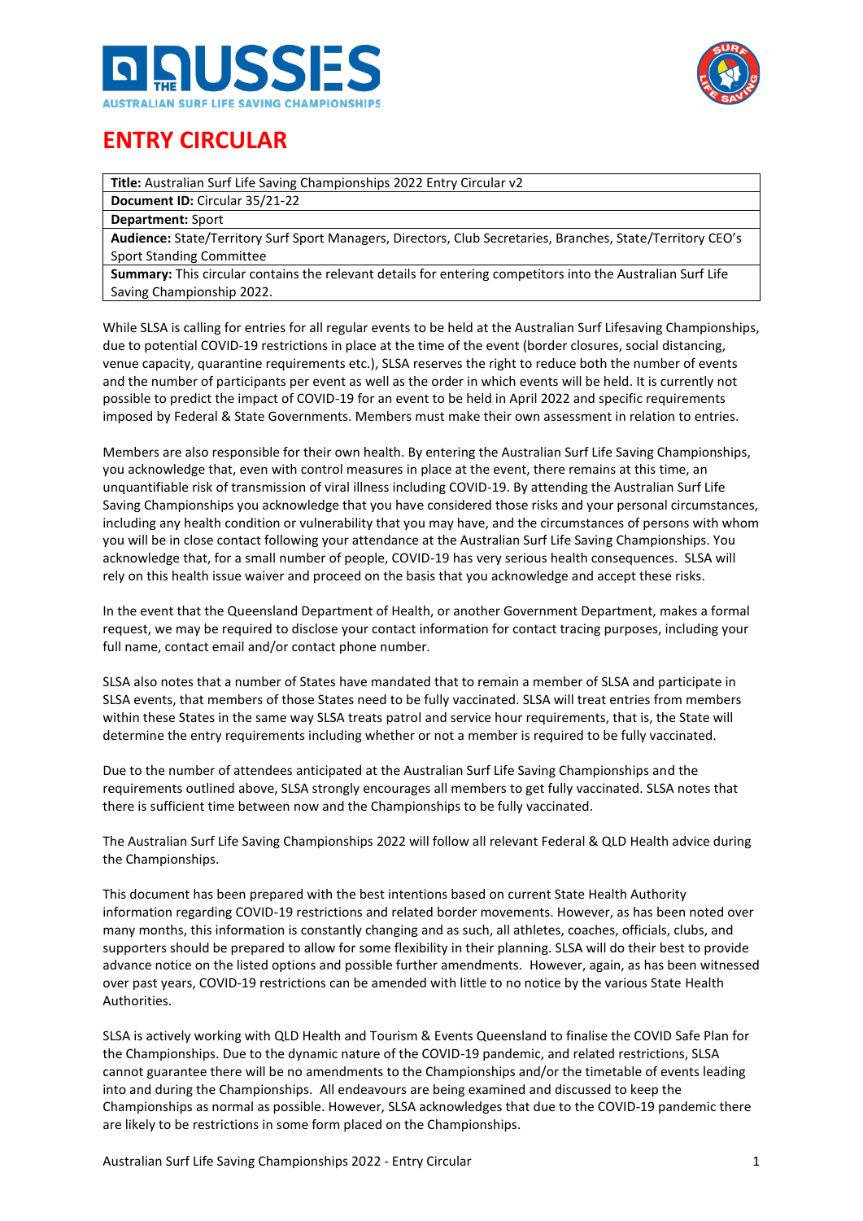# ENTRY CIRCULAR

| **Title:** Australian Surf Life Saving Championships 2022 Entry Circular v2 |
|---|
| **Document ID:** Circular 35/21-22 |
| **Department:** Sport |
| **Audience:** State/Territory Surf Sport Managers, Directors, Club Secretaries, Branches, State/Territory CEO's Sport Standing Committee |
| **Summary:** This circular contains the relevant details for entering competitors into the Australian Surf Life Saving Championship 2022. |

While SLSA is calling for entries for all regular events to be held at the Australian Surf Lifesaving Championships, due to potential COVID-19 restrictions in place at the time of the event (border closures, social distancing, venue capacity, quarantine requirements etc.), SLSA reserves the right to reduce both the number of events and the number of participants per event as well as the order in which events will be held. It is currently not possible to predict the impact of COVID-19 for an event to be held in April 2022 and specific requirements imposed by Federal & State Governments. Members must make their own assessment in relation to entries.

Members are also responsible for their own health. By entering the Australian Surf Life Saving Championships, you acknowledge that, even with control measures in place at the event, there remains at this time, an unquantifiable risk of transmission of viral illness including COVID-19. By attending the Australian Surf Life Saving Championships you acknowledge that you have considered those risks and your personal circumstances, including any health condition or vulnerability that you may have, and the circumstances of persons with whom you will be in close contact following your attendance at the Australian Surf Life Saving Championships. You acknowledge that, for a small number of people, COVID-19 has very serious health consequences. SLSA will rely on this health issue waiver and proceed on the basis that you acknowledge and accept these risks.

In the event that the Queensland Department of Health, or another Government Department, makes a formal request, we may be required to disclose your contact information for contact tracing purposes, including your full name, contact email and/or contact phone number.

SLSA also notes that a number of States have mandated that to remain a member of SLSA and participate in SLSA events, that members of those States need to be fully vaccinated. SLSA will treat entries from members within these States in the same way SLSA treats patrol and service hour requirements, that is, the State will determine the entry requirements including whether or not a member is required to be fully vaccinated.

Due to the number of attendees anticipated at the Australian Surf Life Saving Championships and the requirements outlined above, SLSA strongly encourages all members to get fully vaccinated. SLSA notes that there is sufficient time between now and the Championships to be fully vaccinated.

The Australian Surf Life Saving Championships 2022 will follow all relevant Federal & QLD Health advice during the Championships.

This document has been prepared with the best intentions based on current State Health Authority information regarding COVID-19 restrictions and related border movements. However, as has been noted over many months, this information is constantly changing and as such, all athletes, coaches, officials, clubs, and supporters should be prepared to allow for some flexibility in their planning. SLSA will do their best to provide advance notice on the listed options and possible further amendments. However, again, as has been witnessed over past years, COVID-19 restrictions can be amended with little to no notice by the various State Health Authorities.

SLSA is actively working with QLD Health and Tourism & Events Queensland to finalise the COVID Safe Plan for the Championships. Due to the dynamic nature of the COVID-19 pandemic, and related restrictions, SLSA cannot guarantee there will be no amendments to the Championships and/or the timetable of events leading into and during the Championships. All endeavours are being examined and discussed to keep the Championships as normal as possible. However, SLSA acknowledges that due to the COVID-19 pandemic there are likely to be restrictions in some form placed on the Championships.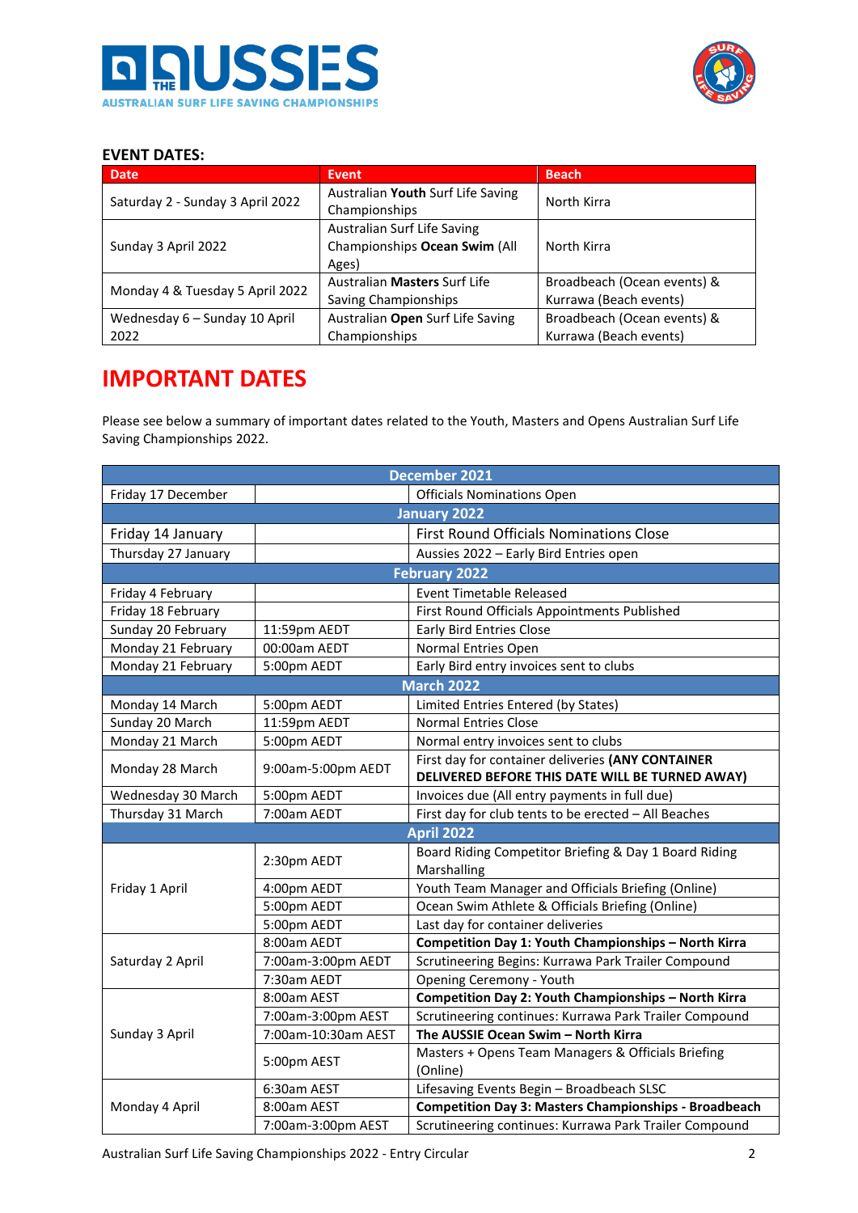### EVENT DATES:

| Date | Event | Beach |
|---|---|---|
| Saturday 2 - Sunday 3 April 2022 | Australian **Youth** Surf Life Saving Championships | North Kirra |
| Sunday 3 April 2022 | Australian Surf Life Saving Championships **Ocean Swim** (All Ages) | North Kirra |
| Monday 4 & Tuesday 5 April 2022 | Australian **Masters** Surf Life Saving Championships | Broadbeach (Ocean events) & Kurrawa (Beach events) |
| Wednesday 6 – Sunday 10 April 2022 | Australian **Open** Surf Life Saving Championships | Broadbeach (Ocean events) & Kurrawa (Beach events) |

# IMPORTANT DATES

Please see below a summary of important dates related to the Youth, Masters and Opens Australian Surf Life Saving Championships 2022.

| **December 2021** | | |
|---|---|---|
| Friday 17 December | | Officials Nominations Open |
| **January 2022** | | |
| Friday 14 January | | First Round Officials Nominations Close |
| Thursday 27 January | | Aussies 2022 – Early Bird Entries open |
| **February 2022** | | |
| Friday 4 February | | Event Timetable Released |
| Friday 18 February | | First Round Officials Appointments Published |
| Sunday 20 February | 11:59pm AEDT | Early Bird Entries Close |
| Monday 21 February | 00:00am AEDT | Normal Entries Open |
| Monday 21 February | 5:00pm AEDT | Early Bird entry invoices sent to clubs |
| **March 2022** | | |
| Monday 14 March | 5:00pm AEDT | Limited Entries Entered (by States) |
| Sunday 20 March | 11:59pm AEDT | Normal Entries Close |
| Monday 21 March | 5:00pm AEDT | Normal entry invoices sent to clubs |
| Monday 28 March | 9:00am-5:00pm AEDT | First day for container deliveries **(ANY CONTAINER DELIVERED BEFORE THIS DATE WILL BE TURNED AWAY)** |
| Wednesday 30 March | 5:00pm AEDT | Invoices due (All entry payments in full due) |
| Thursday 31 March | 7:00am AEDT | First day for club tents to be erected – All Beaches |
| **April 2022** | | |
| Friday 1 April | 2:30pm AEDT | Board Riding Competitor Briefing & Day 1 Board Riding Marshalling |
| | 4:00pm AEDT | Youth Team Manager and Officials Briefing (Online) |
| | 5:00pm AEDT | Ocean Swim Athlete & Officials Briefing (Online) |
| | 5:00pm AEDT | Last day for container deliveries |
| Saturday 2 April | 8:00am AEDT | **Competition Day 1: Youth Championships – North Kirra** |
| | 7:00am-3:00pm AEDT | Scrutineering Begins: Kurrawa Park Trailer Compound |
| | 7:30am AEDT | Opening Ceremony - Youth |
| Sunday 3 April | 8:00am AEST | **Competition Day 2: Youth Championships – North Kirra** |
| | 7:00am-3:00pm AEST | Scrutineering continues: Kurrawa Park Trailer Compound |
| | 7:00am-10:30am AEST | **The AUSSIE Ocean Swim – North Kirra** |
| | 5:00pm AEST | Masters + Opens Team Managers & Officials Briefing (Online) |
| Monday 4 April | 6:30am AEST | Lifesaving Events Begin – Broadbeach SLSC |
| | 8:00am AEST | **Competition Day 3: Masters Championships - Broadbeach** |
| | 7:00am-3:00pm AEST | Scrutineering continues: Kurrawa Park Trailer Compound |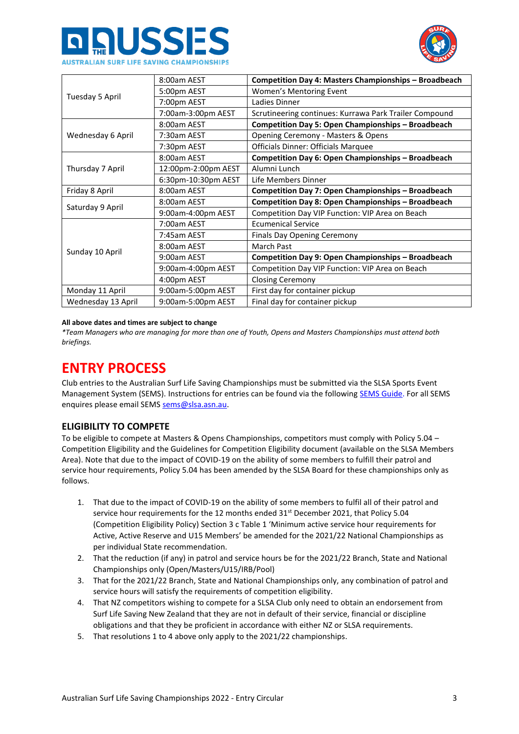| | | |
|---|---|---|
| Tuesday 5 April | 8:00am AEST | **Competition Day 4: Masters Championships – Broadbeach** |
| | 5:00pm AEST | Women's Mentoring Event |
| | 7:00pm AEST | Ladies Dinner |
| | 7:00am-3:00pm AEST | Scrutineering continues: Kurrawa Park Trailer Compound |
| Wednesday 6 April | 8:00am AEST | **Competition Day 5: Open Championships – Broadbeach** |
| | 7:30am AEST | Opening Ceremony - Masters & Opens |
| | 7:30pm AEST | Officials Dinner: Officials Marquee |
| Thursday 7 April | 8:00am AEST | **Competition Day 6: Open Championships – Broadbeach** |
| | 12:00pm-2:00pm AEST | Alumni Lunch |
| | 6:30pm-10:30pm AEST | Life Members Dinner |
| Friday 8 April | 8:00am AEST | **Competition Day 7: Open Championships – Broadbeach** |
| Saturday 9 April | 8:00am AEST | **Competition Day 8: Open Championships – Broadbeach** |
| | 9:00am-4:00pm AEST | Competition Day VIP Function: VIP Area on Beach |
| Sunday 10 April | 7:00am AEST | Ecumenical Service |
| | 7:45am AEST | Finals Day Opening Ceremony |
| | 8:00am AEST | March Past |
| | 9:00am AEST | **Competition Day 9: Open Championships – Broadbeach** |
| | 9:00am-4:00pm AEST | Competition Day VIP Function: VIP Area on Beach |
| | 4:00pm AEST | Closing Ceremony |
| Monday 11 April | 9:00am-5:00pm AEST | First day for container pickup |
| Wednesday 13 April | 9:00am-5:00pm AEST | Final day for container pickup |

**All above dates and times are subject to change**

*\*Team Managers who are managing for more than one of Youth, Opens and Masters Championships must attend both briefings.*

# ENTRY PROCESS

Club entries to the Australian Surf Life Saving Championships must be submitted via the SLSA Sports Event Management System (SEMS). Instructions for entries can be found via the following SEMS Guide. For all SEMS enquires please email SEMS sems@slsa.asn.au.

## ELIGIBILITY TO COMPETE

To be eligible to compete at Masters & Opens Championships, competitors must comply with Policy 5.04 – Competition Eligibility and the Guidelines for Competition Eligibility document (available on the SLSA Members Area). Note that due to the impact of COVID-19 on the ability of some members to fulfill their patrol and service hour requirements, Policy 5.04 has been amended by the SLSA Board for these championships only as follows.

1. That due to the impact of COVID-19 on the ability of some members to fulfil all of their patrol and service hour requirements for the 12 months ended 31st December 2021, that Policy 5.04 (Competition Eligibility Policy) Section 3 c Table 1 'Minimum active service hour requirements for Active, Active Reserve and U15 Members' be amended for the 2021/22 National Championships as per individual State recommendation.
2. That the reduction (if any) in patrol and service hours be for the 2021/22 Branch, State and National Championships only (Open/Masters/U15/IRB/Pool)
3. That for the 2021/22 Branch, State and National Championships only, any combination of patrol and service hours will satisfy the requirements of competition eligibility.
4. That NZ competitors wishing to compete for a SLSA Club only need to obtain an endorsement from Surf Life Saving New Zealand that they are not in default of their service, financial or discipline obligations and that they be proficient in accordance with either NZ or SLSA requirements.
5. That resolutions 1 to 4 above only apply to the 2021/22 championships.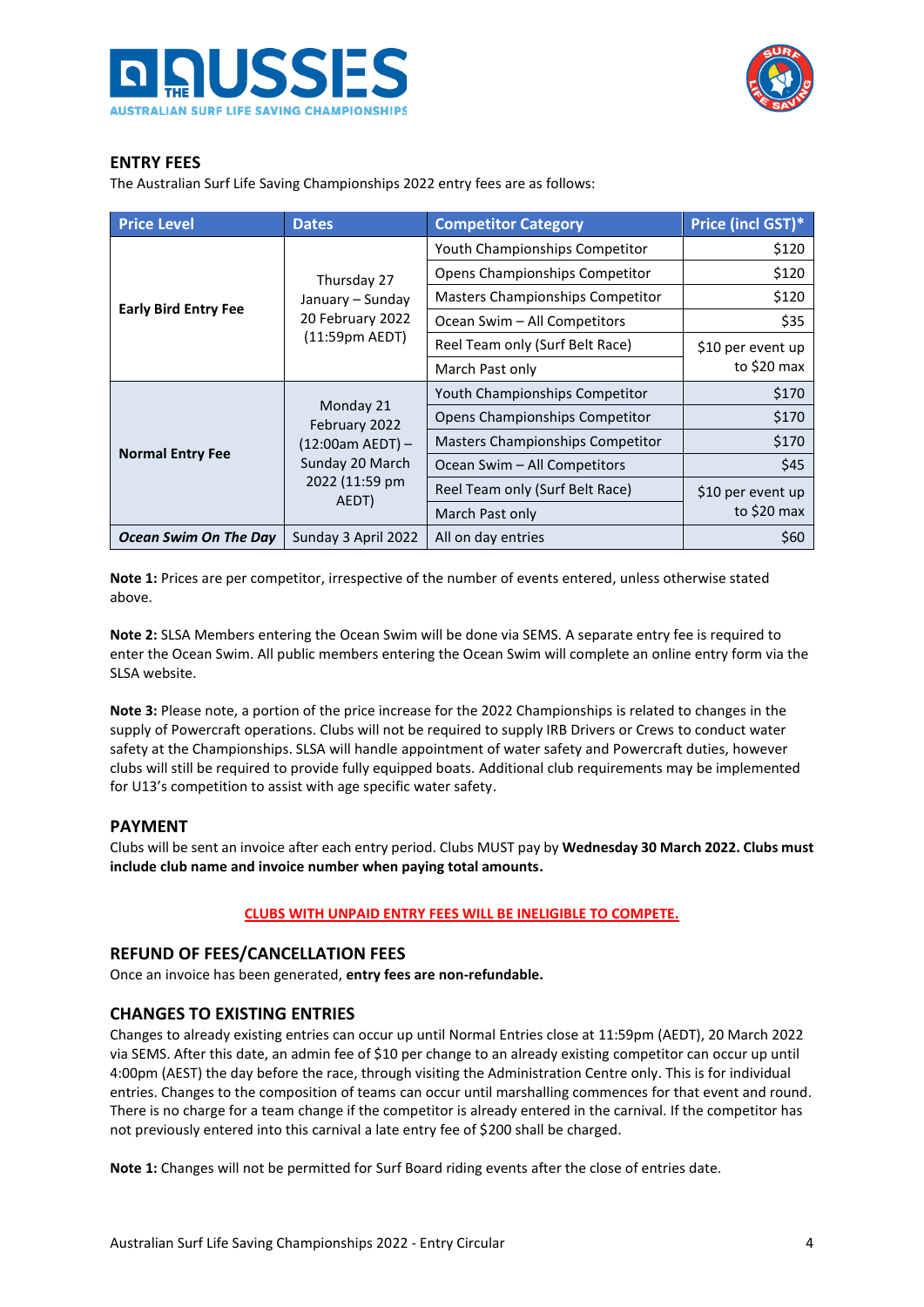## ENTRY FEES

The Australian Surf Life Saving Championships 2022 entry fees are as follows:

| Price Level | Dates | Competitor Category | Price (incl GST)* |
|---|---|---|---|
| **Early Bird Entry Fee** | Thursday 27 January – Sunday 20 February 2022 (11:59pm AEDT) | Youth Championships Competitor | $120 |
| | | Opens Championships Competitor | $120 |
| | | Masters Championships Competitor | $120 |
| | | Ocean Swim – All Competitors | $35 |
| | | Reel Team only (Surf Belt Race) | $10 per event up to $20 max |
| | | March Past only | |
| **Normal Entry Fee** | Monday 21 February 2022 (12:00am AEDT) – Sunday 20 March 2022 (11:59 pm AEDT) | Youth Championships Competitor | $170 |
| | | Opens Championships Competitor | $170 |
| | | Masters Championships Competitor | $170 |
| | | Ocean Swim – All Competitors | $45 |
| | | Reel Team only (Surf Belt Race) | $10 per event up to $20 max |
| | | March Past only | |
| ***Ocean Swim On The Day*** | Sunday 3 April 2022 | All on day entries | $60 |

**Note 1:** Prices are per competitor, irrespective of the number of events entered, unless otherwise stated above.

**Note 2:** SLSA Members entering the Ocean Swim will be done via SEMS. A separate entry fee is required to enter the Ocean Swim. All public members entering the Ocean Swim will complete an online entry form via the SLSA website.

**Note 3:** Please note, a portion of the price increase for the 2022 Championships is related to changes in the supply of Powercraft operations. Clubs will not be required to supply IRB Drivers or Crews to conduct water safety at the Championships. SLSA will handle appointment of water safety and Powercraft duties, however clubs will still be required to provide fully equipped boats. Additional club requirements may be implemented for U13's competition to assist with age specific water safety.

## PAYMENT

Clubs will be sent an invoice after each entry period. Clubs MUST pay by **Wednesday 30 March 2022. Clubs must include club name and invoice number when paying total amounts.**

**CLUBS WITH UNPAID ENTRY FEES WILL BE INELIGIBLE TO COMPETE.**

## REFUND OF FEES/CANCELLATION FEES

Once an invoice has been generated, **entry fees are non-refundable.**

## CHANGES TO EXISTING ENTRIES

Changes to already existing entries can occur up until Normal Entries close at 11:59pm (AEDT), 20 March 2022 via SEMS. After this date, an admin fee of $10 per change to an already existing competitor can occur up until 4:00pm (AEST) the day before the race, through visiting the Administration Centre only. This is for individual entries. Changes to the composition of teams can occur until marshalling commences for that event and round. There is no charge for a team change if the competitor is already entered in the carnival. If the competitor has not previously entered into this carnival a late entry fee of $200 shall be charged.

**Note 1:** Changes will not be permitted for Surf Board riding events after the close of entries date.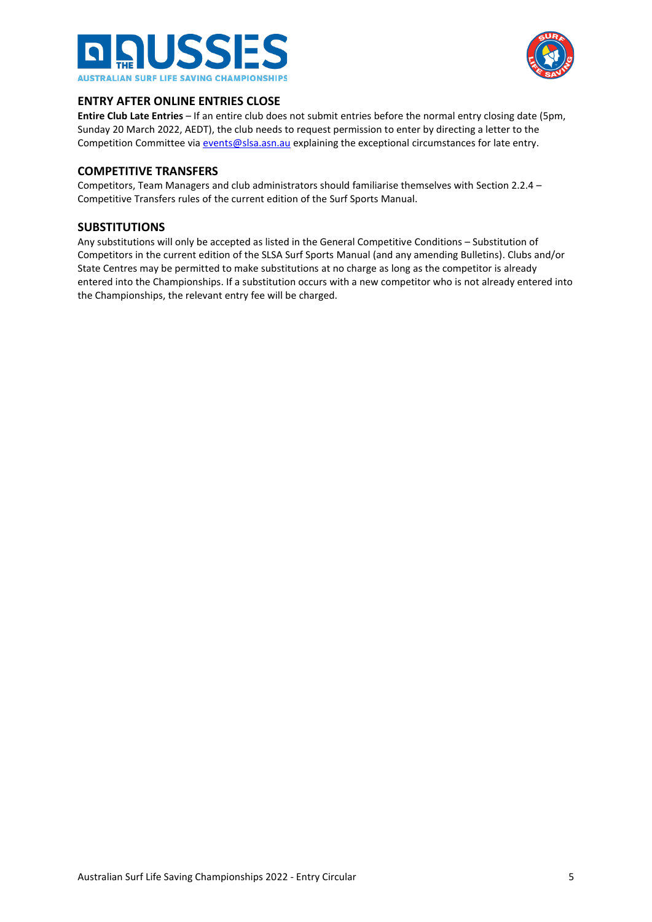## ENTRY AFTER ONLINE ENTRIES CLOSE

**Entire Club Late Entries** – If an entire club does not submit entries before the normal entry closing date (5pm, Sunday 20 March 2022, AEDT), the club needs to request permission to enter by directing a letter to the Competition Committee via events@slsa.asn.au explaining the exceptional circumstances for late entry.

## COMPETITIVE TRANSFERS

Competitors, Team Managers and club administrators should familiarise themselves with Section 2.2.4 – Competitive Transfers rules of the current edition of the Surf Sports Manual.

## SUBSTITUTIONS

Any substitutions will only be accepted as listed in the General Competitive Conditions – Substitution of Competitors in the current edition of the SLSA Surf Sports Manual (and any amending Bulletins). Clubs and/or State Centres may be permitted to make substitutions at no charge as long as the competitor is already entered into the Championships. If a substitution occurs with a new competitor who is not already entered into the Championships, the relevant entry fee will be charged.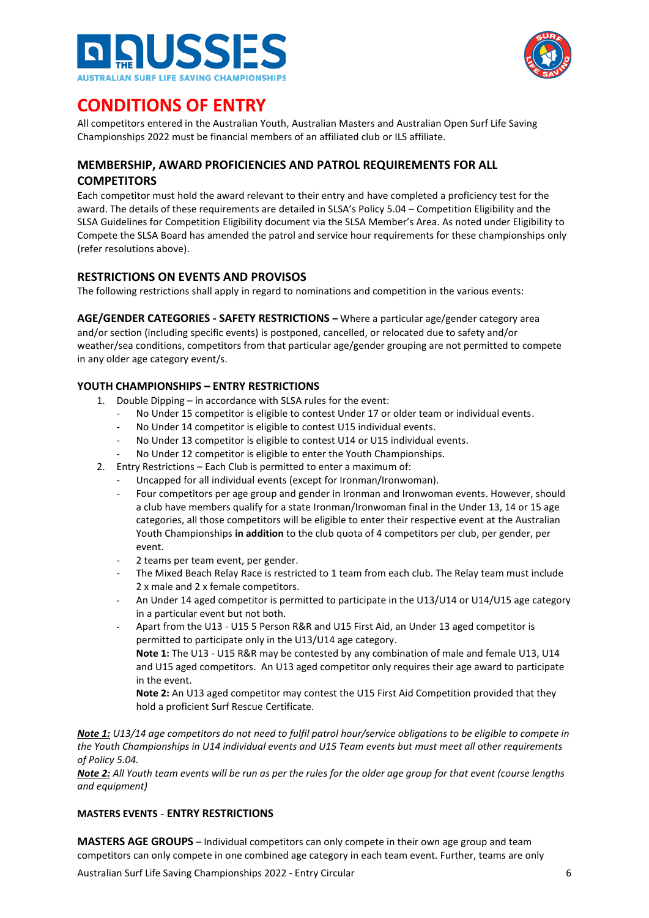# CONDITIONS OF ENTRY

All competitors entered in the Australian Youth, Australian Masters and Australian Open Surf Life Saving Championships 2022 must be financial members of an affiliated club or ILS affiliate.

## MEMBERSHIP, AWARD PROFICIENCIES AND PATROL REQUIREMENTS FOR ALL COMPETITORS

Each competitor must hold the award relevant to their entry and have completed a proficiency test for the award. The details of these requirements are detailed in SLSA's Policy 5.04 – Competition Eligibility and the SLSA Guidelines for Competition Eligibility document via the SLSA Member's Area. As noted under Eligibility to Compete the SLSA Board has amended the patrol and service hour requirements for these championships only (refer resolutions above).

## RESTRICTIONS ON EVENTS AND PROVISOS

The following restrictions shall apply in regard to nominations and competition in the various events:

**AGE/GENDER CATEGORIES - SAFETY RESTRICTIONS –** Where a particular age/gender category area and/or section (including specific events) is postponed, cancelled, or relocated due to safety and/or weather/sea conditions, competitors from that particular age/gender grouping are not permitted to compete in any older age category event/s.

### YOUTH CHAMPIONSHIPS – ENTRY RESTRICTIONS

1. Double Dipping – in accordance with SLSA rules for the event:
   - No Under 15 competitor is eligible to contest Under 17 or older team or individual events.
   - No Under 14 competitor is eligible to contest U15 individual events.
   - No Under 13 competitor is eligible to contest U14 or U15 individual events.
   - No Under 12 competitor is eligible to enter the Youth Championships.
2. Entry Restrictions – Each Club is permitted to enter a maximum of:
   - Uncapped for all individual events (except for Ironman/Ironwoman).
   - Four competitors per age group and gender in Ironman and Ironwoman events. However, should a club have members qualify for a state Ironman/Ironwoman final in the Under 13, 14 or 15 age categories, all those competitors will be eligible to enter their respective event at the Australian Youth Championships **in addition** to the club quota of 4 competitors per club, per gender, per event.
   - 2 teams per team event, per gender.
   - The Mixed Beach Relay Race is restricted to 1 team from each club. The Relay team must include 2 x male and 2 x female competitors.
   - An Under 14 aged competitor is permitted to participate in the U13/U14 or U14/U15 age category in a particular event but not both.
   - Apart from the U13 - U15 5 Person R&R and U15 First Aid, an Under 13 aged competitor is permitted to participate only in the U13/U14 age category.
     **Note 1:** The U13 - U15 R&R may be contested by any combination of male and female U13, U14 and U15 aged competitors. An U13 aged competitor only requires their age award to participate in the event.
     **Note 2:** An U13 aged competitor may contest the U15 First Aid Competition provided that they hold a proficient Surf Rescue Certificate.

***Note 1:*** *U13/14 age competitors do not need to fulfil patrol hour/service obligations to be eligible to compete in the Youth Championships in U14 individual events and U15 Team events but must meet all other requirements of Policy 5.04.*

***Note 2:*** *All Youth team events will be run as per the rules for the older age group for that event (course lengths and equipment)*

### MASTERS EVENTS - ENTRY RESTRICTIONS

**MASTERS AGE GROUPS** – Individual competitors can only compete in their own age group and team competitors can only compete in one combined age category in each team event. Further, teams are only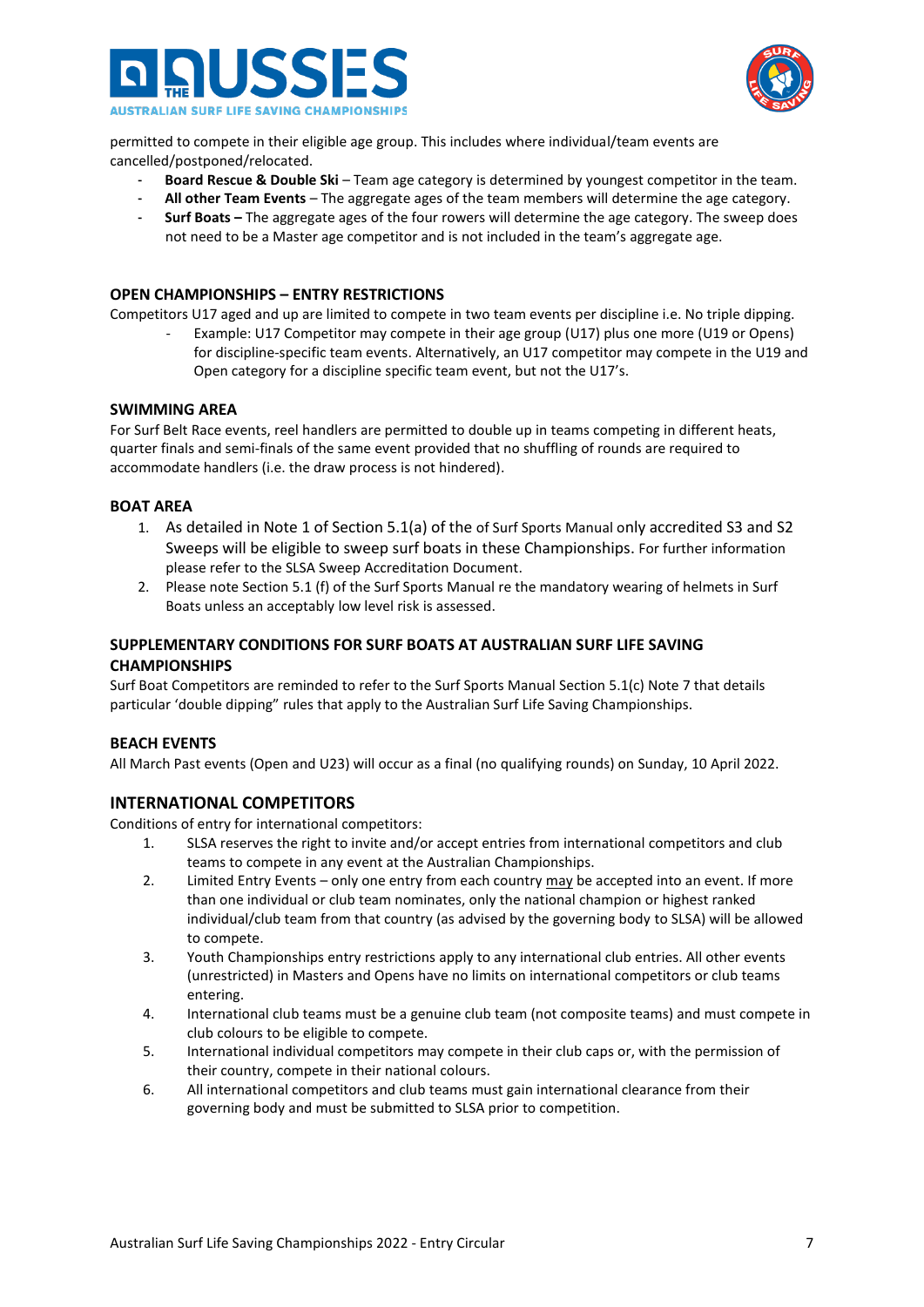permitted to compete in their eligible age group. This includes where individual/team events are cancelled/postponed/relocated.

- **Board Rescue & Double Ski** – Team age category is determined by youngest competitor in the team.
- **All other Team Events** – The aggregate ages of the team members will determine the age category.
- **Surf Boats –** The aggregate ages of the four rowers will determine the age category. The sweep does not need to be a Master age competitor and is not included in the team's aggregate age.

## OPEN CHAMPIONSHIPS – ENTRY RESTRICTIONS

Competitors U17 aged and up are limited to compete in two team events per discipline i.e. No triple dipping.

- Example: U17 Competitor may compete in their age group (U17) plus one more (U19 or Opens) for discipline-specific team events. Alternatively, an U17 competitor may compete in the U19 and Open category for a discipline specific team event, but not the U17's.

## SWIMMING AREA

For Surf Belt Race events, reel handlers are permitted to double up in teams competing in different heats, quarter finals and semi-finals of the same event provided that no shuffling of rounds are required to accommodate handlers (i.e. the draw process is not hindered).

## BOAT AREA

1. As detailed in Note 1 of Section 5.1(a) of the of Surf Sports Manual only accredited S3 and S2 Sweeps will be eligible to sweep surf boats in these Championships. For further information please refer to the SLSA Sweep Accreditation Document.
2. Please note Section 5.1 (f) of the Surf Sports Manual re the mandatory wearing of helmets in Surf Boats unless an acceptably low level risk is assessed.

## SUPPLEMENTARY CONDITIONS FOR SURF BOATS AT AUSTRALIAN SURF LIFE SAVING CHAMPIONSHIPS

Surf Boat Competitors are reminded to refer to the Surf Sports Manual Section 5.1(c) Note 7 that details particular 'double dipping" rules that apply to the Australian Surf Life Saving Championships.

## BEACH EVENTS

All March Past events (Open and U23) will occur as a final (no qualifying rounds) on Sunday, 10 April 2022.

## INTERNATIONAL COMPETITORS

Conditions of entry for international competitors:

1. SLSA reserves the right to invite and/or accept entries from international competitors and club teams to compete in any event at the Australian Championships.
2. Limited Entry Events – only one entry from each country may be accepted into an event. If more than one individual or club team nominates, only the national champion or highest ranked individual/club team from that country (as advised by the governing body to SLSA) will be allowed to compete.
3. Youth Championships entry restrictions apply to any international club entries. All other events (unrestricted) in Masters and Opens have no limits on international competitors or club teams entering.
4. International club teams must be a genuine club team (not composite teams) and must compete in club colours to be eligible to compete.
5. International individual competitors may compete in their club caps or, with the permission of their country, compete in their national colours.
6. All international competitors and club teams must gain international clearance from their governing body and must be submitted to SLSA prior to competition.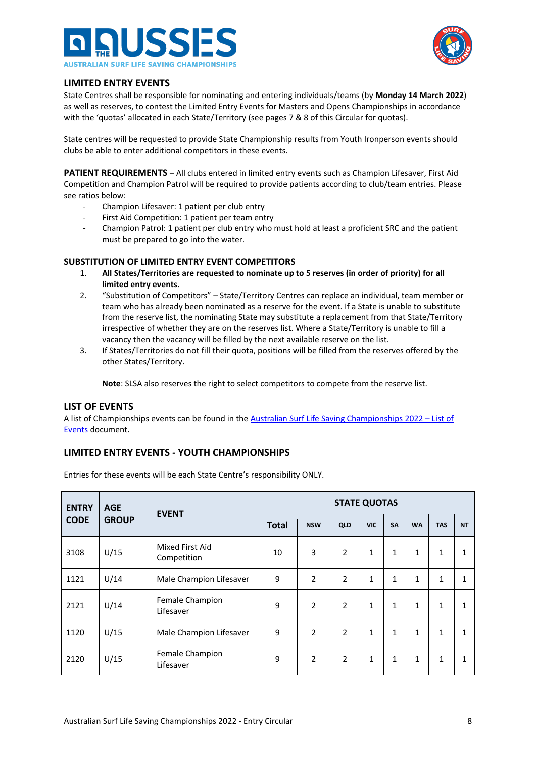## LIMITED ENTRY EVENTS

State Centres shall be responsible for nominating and entering individuals/teams (by **Monday 14 March 2022**) as well as reserves, to contest the Limited Entry Events for Masters and Opens Championships in accordance with the 'quotas' allocated in each State/Territory (see pages 7 & 8 of this Circular for quotas).

State centres will be requested to provide State Championship results from Youth Ironperson events should clubs be able to enter additional competitors in these events.

**PATIENT REQUIREMENTS** – All clubs entered in limited entry events such as Champion Lifesaver, First Aid Competition and Champion Patrol will be required to provide patients according to club/team entries. Please see ratios below:

- Champion Lifesaver: 1 patient per club entry
- First Aid Competition: 1 patient per team entry
- Champion Patrol: 1 patient per club entry who must hold at least a proficient SRC and the patient must be prepared to go into the water.

### SUBSTITUTION OF LIMITED ENTRY EVENT COMPETITORS

1. **All States/Territories are requested to nominate up to 5 reserves (in order of priority) for all limited entry events.**
2. "Substitution of Competitors" – State/Territory Centres can replace an individual, team member or team who has already been nominated as a reserve for the event. If a State is unable to substitute from the reserve list, the nominating State may substitute a replacement from that State/Territory irrespective of whether they are on the reserves list. Where a State/Territory is unable to fill a vacancy then the vacancy will be filled by the next available reserve on the list.
3. If States/Territories do not fill their quota, positions will be filled from the reserves offered by the other States/Territory.

   **Note**: SLSA also reserves the right to select competitors to compete from the reserve list.

## LIST OF EVENTS

A list of Championships events can be found in the Australian Surf Life Saving Championships 2022 – List of Events document.

## LIMITED ENTRY EVENTS - YOUTH CHAMPIONSHIPS

Entries for these events will be each State Centre's responsibility ONLY.

| ENTRY CODE | AGE GROUP | EVENT | STATE QUOTAS | | | | | | | |
|---|---|---|---|---|---|---|---|---|---|---|
| | | | Total | NSW | QLD | VIC | SA | WA | TAS | NT |
| 3108 | U/15 | Mixed First Aid Competition | 10 | 3 | 2 | 1 | 1 | 1 | 1 | 1 |
| 1121 | U/14 | Male Champion Lifesaver | 9 | 2 | 2 | 1 | 1 | 1 | 1 | 1 |
| 2121 | U/14 | Female Champion Lifesaver | 9 | 2 | 2 | 1 | 1 | 1 | 1 | 1 |
| 1120 | U/15 | Male Champion Lifesaver | 9 | 2 | 2 | 1 | 1 | 1 | 1 | 1 |
| 2120 | U/15 | Female Champion Lifesaver | 9 | 2 | 2 | 1 | 1 | 1 | 1 | 1 |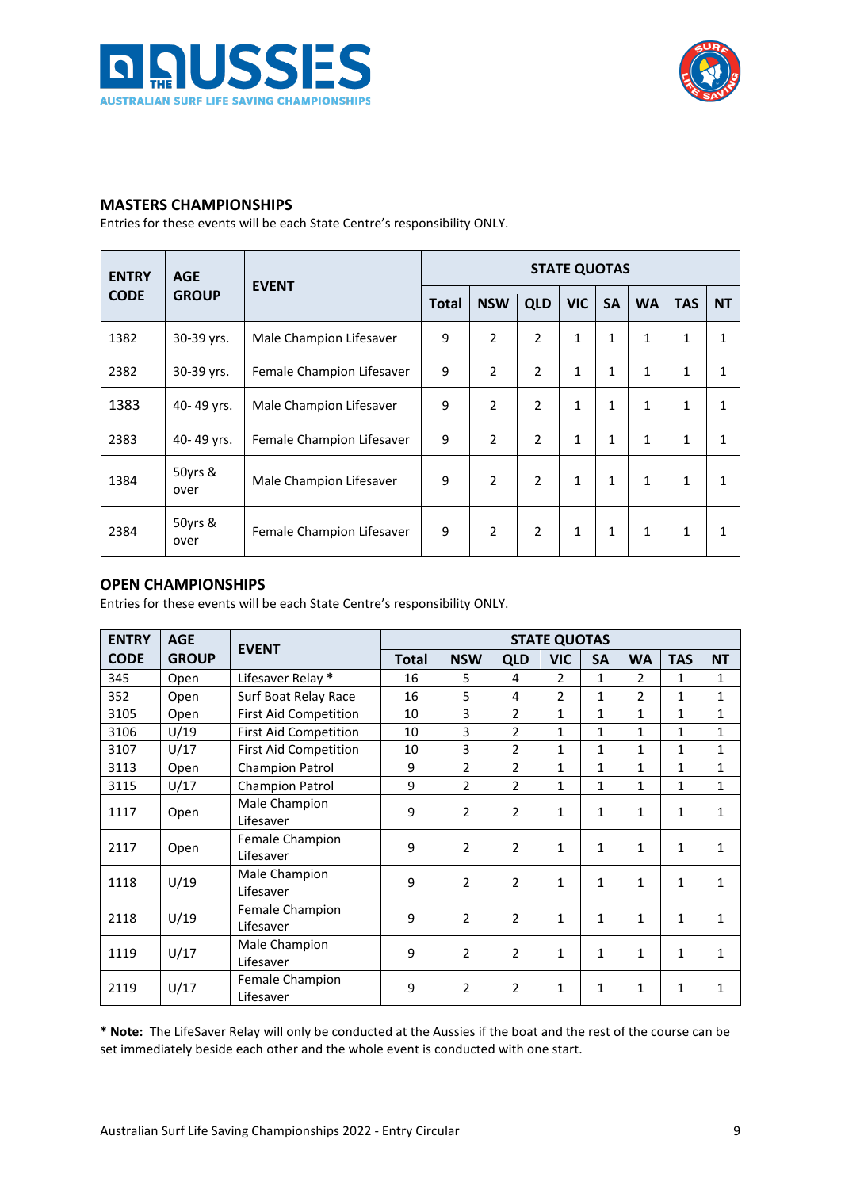## MASTERS CHAMPIONSHIPS

Entries for these events will be each State Centre's responsibility ONLY.

| ENTRY CODE | AGE GROUP | EVENT | STATE QUOTAS | | | | | | | |
|---|---|---|---|---|---|---|---|---|---|---|
| | | | Total | NSW | QLD | VIC | SA | WA | TAS | NT |
| 1382 | 30-39 yrs. | Male Champion Lifesaver | 9 | 2 | 2 | 1 | 1 | 1 | 1 | 1 |
| 2382 | 30-39 yrs. | Female Champion Lifesaver | 9 | 2 | 2 | 1 | 1 | 1 | 1 | 1 |
| 1383 | 40- 49 yrs. | Male Champion Lifesaver | 9 | 2 | 2 | 1 | 1 | 1 | 1 | 1 |
| 2383 | 40- 49 yrs. | Female Champion Lifesaver | 9 | 2 | 2 | 1 | 1 | 1 | 1 | 1 |
| 1384 | 50yrs & over | Male Champion Lifesaver | 9 | 2 | 2 | 1 | 1 | 1 | 1 | 1 |
| 2384 | 50yrs & over | Female Champion Lifesaver | 9 | 2 | 2 | 1 | 1 | 1 | 1 | 1 |

## OPEN CHAMPIONSHIPS

Entries for these events will be each State Centre's responsibility ONLY.

| ENTRY CODE | AGE GROUP | EVENT | STATE QUOTAS | | | | | | | |
|---|---|---|---|---|---|---|---|---|---|---|
| | | | Total | NSW | QLD | VIC | SA | WA | TAS | NT |
| 345 | Open | Lifesaver Relay * | 16 | 5 | 4 | 2 | 1 | 2 | 1 | 1 |
| 352 | Open | Surf Boat Relay Race | 16 | 5 | 4 | 2 | 1 | 2 | 1 | 1 |
| 3105 | Open | First Aid Competition | 10 | 3 | 2 | 1 | 1 | 1 | 1 | 1 |
| 3106 | U/19 | First Aid Competition | 10 | 3 | 2 | 1 | 1 | 1 | 1 | 1 |
| 3107 | U/17 | First Aid Competition | 10 | 3 | 2 | 1 | 1 | 1 | 1 | 1 |
| 3113 | Open | Champion Patrol | 9 | 2 | 2 | 1 | 1 | 1 | 1 | 1 |
| 3115 | U/17 | Champion Patrol | 9 | 2 | 2 | 1 | 1 | 1 | 1 | 1 |
| 1117 | Open | Male Champion Lifesaver | 9 | 2 | 2 | 1 | 1 | 1 | 1 | 1 |
| 2117 | Open | Female Champion Lifesaver | 9 | 2 | 2 | 1 | 1 | 1 | 1 | 1 |
| 1118 | U/19 | Male Champion Lifesaver | 9 | 2 | 2 | 1 | 1 | 1 | 1 | 1 |
| 2118 | U/19 | Female Champion Lifesaver | 9 | 2 | 2 | 1 | 1 | 1 | 1 | 1 |
| 1119 | U/17 | Male Champion Lifesaver | 9 | 2 | 2 | 1 | 1 | 1 | 1 | 1 |
| 2119 | U/17 | Female Champion Lifesaver | 9 | 2 | 2 | 1 | 1 | 1 | 1 | 1 |

**\* Note:** The LifeSaver Relay will only be conducted at the Aussies if the boat and the rest of the course can be set immediately beside each other and the whole event is conducted with one start.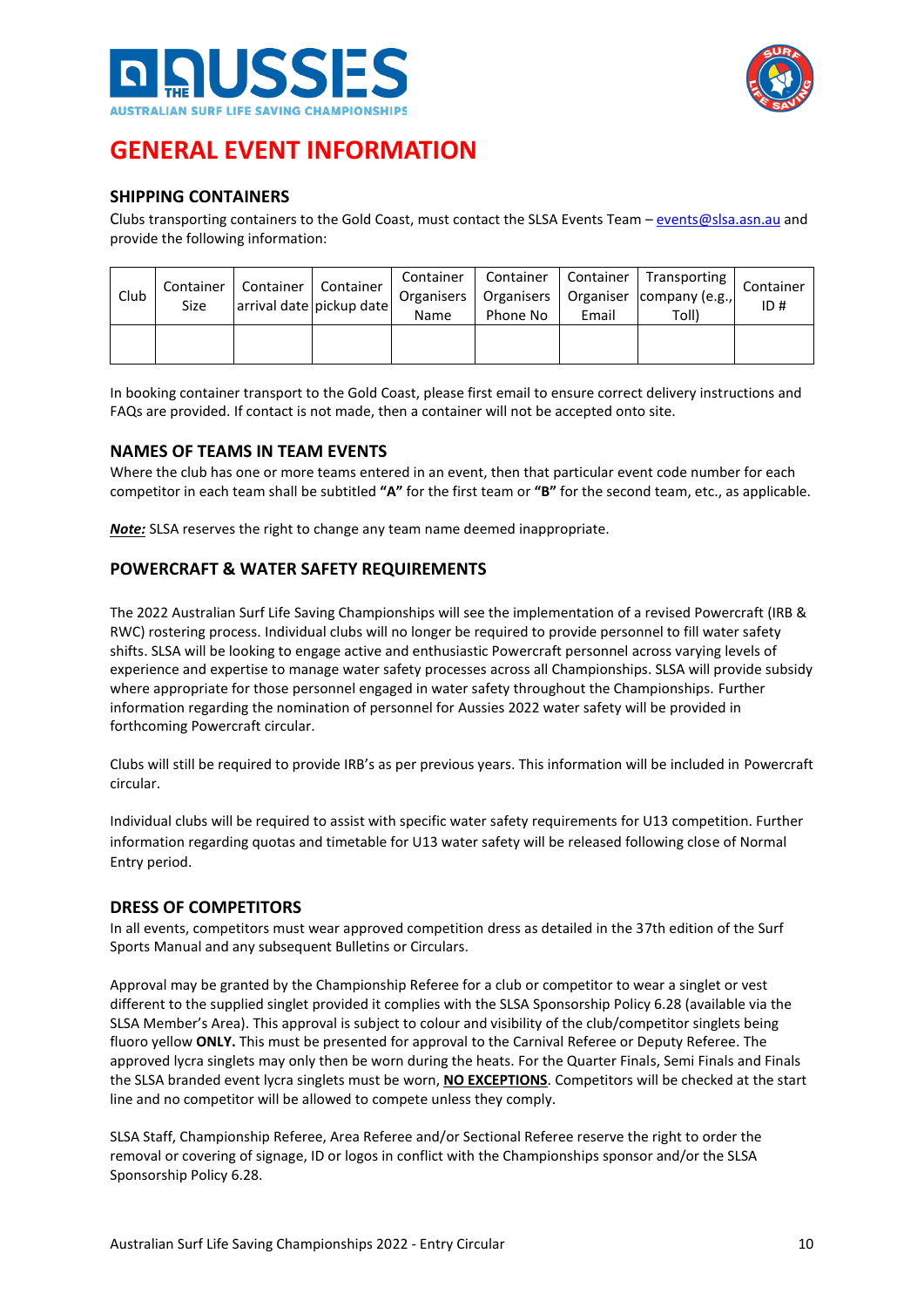# GENERAL EVENT INFORMATION

## SHIPPING CONTAINERS

Clubs transporting containers to the Gold Coast, must contact the SLSA Events Team – events@slsa.asn.au and provide the following information:

| Club | Container Size | Container arrival date | Container pickup date | Container Organisers Name | Container Organisers Phone No | Container Organiser Email | Transporting company (e.g., Toll) | Container ID # |
|---|---|---|---|---|---|---|---|---|
| | | | | | | | | |

In booking container transport to the Gold Coast, please first email to ensure correct delivery instructions and FAQs are provided. If contact is not made, then a container will not be accepted onto site.

## NAMES OF TEAMS IN TEAM EVENTS

Where the club has one or more teams entered in an event, then that particular event code number for each competitor in each team shall be subtitled **"A"** for the first team or **"B"** for the second team, etc., as applicable.

***Note:*** SLSA reserves the right to change any team name deemed inappropriate.

## POWERCRAFT & WATER SAFETY REQUIREMENTS

The 2022 Australian Surf Life Saving Championships will see the implementation of a revised Powercraft (IRB & RWC) rostering process. Individual clubs will no longer be required to provide personnel to fill water safety shifts. SLSA will be looking to engage active and enthusiastic Powercraft personnel across varying levels of experience and expertise to manage water safety processes across all Championships. SLSA will provide subsidy where appropriate for those personnel engaged in water safety throughout the Championships. Further information regarding the nomination of personnel for Aussies 2022 water safety will be provided in forthcoming Powercraft circular.

Clubs will still be required to provide IRB's as per previous years. This information will be included in Powercraft circular.

Individual clubs will be required to assist with specific water safety requirements for U13 competition. Further information regarding quotas and timetable for U13 water safety will be released following close of Normal Entry period.

## DRESS OF COMPETITORS

In all events, competitors must wear approved competition dress as detailed in the 37th edition of the Surf Sports Manual and any subsequent Bulletins or Circulars.

Approval may be granted by the Championship Referee for a club or competitor to wear a singlet or vest different to the supplied singlet provided it complies with the SLSA Sponsorship Policy 6.28 (available via the SLSA Member's Area). This approval is subject to colour and visibility of the club/competitor singlets being fluoro yellow **ONLY.** This must be presented for approval to the Carnival Referee or Deputy Referee. The approved lycra singlets may only then be worn during the heats. For the Quarter Finals, Semi Finals and Finals the SLSA branded event lycra singlets must be worn, **NO EXCEPTIONS**. Competitors will be checked at the start line and no competitor will be allowed to compete unless they comply.

SLSA Staff, Championship Referee, Area Referee and/or Sectional Referee reserve the right to order the removal or covering of signage, ID or logos in conflict with the Championships sponsor and/or the SLSA Sponsorship Policy 6.28.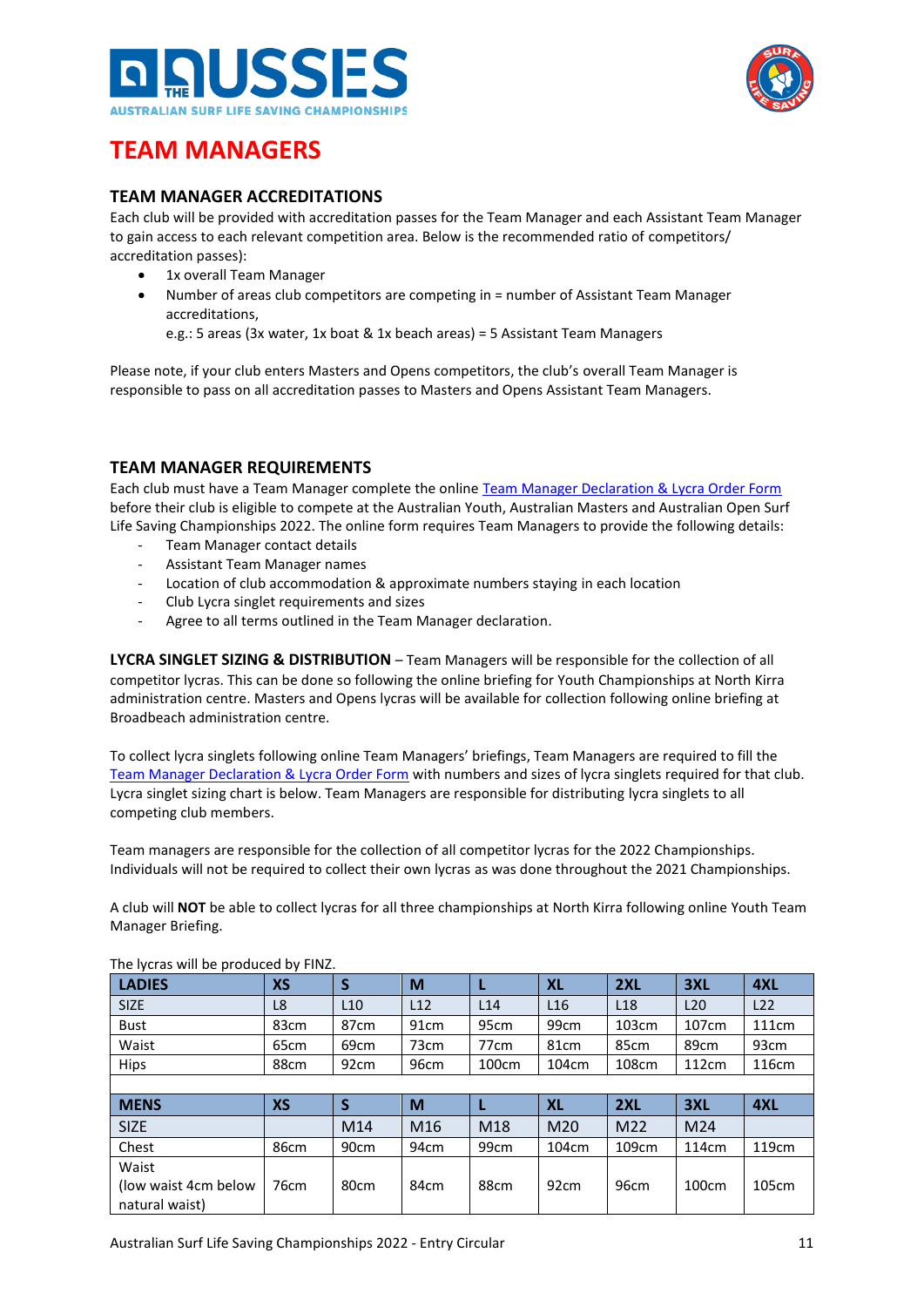# TEAM MANAGERS

## TEAM MANAGER ACCREDITATIONS

Each club will be provided with accreditation passes for the Team Manager and each Assistant Team Manager to gain access to each relevant competition area. Below is the recommended ratio of competitors/ accreditation passes):

- 1x overall Team Manager
- Number of areas club competitors are competing in = number of Assistant Team Manager accreditations,
  e.g.: 5 areas (3x water, 1x boat & 1x beach areas) = 5 Assistant Team Managers

Please note, if your club enters Masters and Opens competitors, the club's overall Team Manager is responsible to pass on all accreditation passes to Masters and Opens Assistant Team Managers.

## TEAM MANAGER REQUIREMENTS

Each club must have a Team Manager complete the online Team Manager Declaration & Lycra Order Form before their club is eligible to compete at the Australian Youth, Australian Masters and Australian Open Surf Life Saving Championships 2022. The online form requires Team Managers to provide the following details:

- Team Manager contact details
- Assistant Team Manager names
- Location of club accommodation & approximate numbers staying in each location
- Club Lycra singlet requirements and sizes
- Agree to all terms outlined in the Team Manager declaration.

**LYCRA SINGLET SIZING & DISTRIBUTION** – Team Managers will be responsible for the collection of all competitor lycras. This can be done so following the online briefing for Youth Championships at North Kirra administration centre. Masters and Opens lycras will be available for collection following online briefing at Broadbeach administration centre.

To collect lycra singlets following online Team Managers' briefings, Team Managers are required to fill the Team Manager Declaration & Lycra Order Form with numbers and sizes of lycra singlets required for that club. Lycra singlet sizing chart is below. Team Managers are responsible for distributing lycra singlets to all competing club members.

Team managers are responsible for the collection of all competitor lycras for the 2022 Championships. Individuals will not be required to collect their own lycras as was done throughout the 2021 Championships.

A club will **NOT** be able to collect lycras for all three championships at North Kirra following online Youth Team Manager Briefing.

The lycras will be produced by FINZ.

| LADIES | XS | S | M | L | XL | 2XL | 3XL | 4XL |
|---|---|---|---|---|---|---|---|---|
| SIZE | L8 | L10 | L12 | L14 | L16 | L18 | L20 | L22 |
| Bust | 83cm | 87cm | 91cm | 95cm | 99cm | 103cm | 107cm | 111cm |
| Waist | 65cm | 69cm | 73cm | 77cm | 81cm | 85cm | 89cm | 93cm |
| Hips | 88cm | 92cm | 96cm | 100cm | 104cm | 108cm | 112cm | 116cm |

| MENS | XS | S | M | L | XL | 2XL | 3XL | 4XL |
|---|---|---|---|---|---|---|---|---|
| SIZE | | M14 | M16 | M18 | M20 | M22 | M24 | |
| Chest | 86cm | 90cm | 94cm | 99cm | 104cm | 109cm | 114cm | 119cm |
| Waist (low waist 4cm below natural waist) | 76cm | 80cm | 84cm | 88cm | 92cm | 96cm | 100cm | 105cm |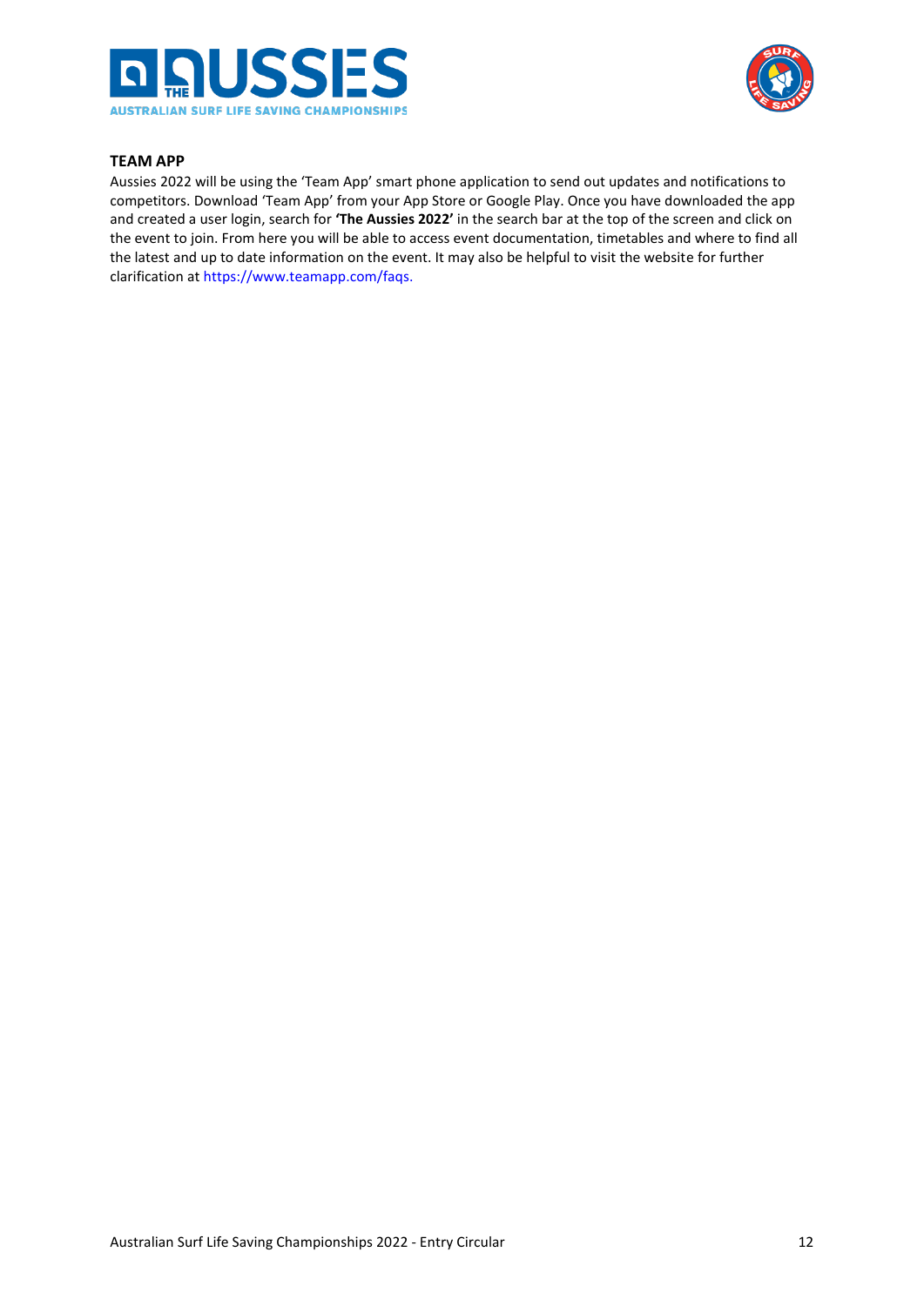## TEAM APP

Aussies 2022 will be using the 'Team App' smart phone application to send out updates and notifications to competitors. Download 'Team App' from your App Store or Google Play. Once you have downloaded the app and created a user login, search for **'The Aussies 2022'** in the search bar at the top of the screen and click on the event to join. From here you will be able to access event documentation, timetables and where to find all the latest and up to date information on the event. It may also be helpful to visit the website for further clarification at https://www.teamapp.com/faqs.